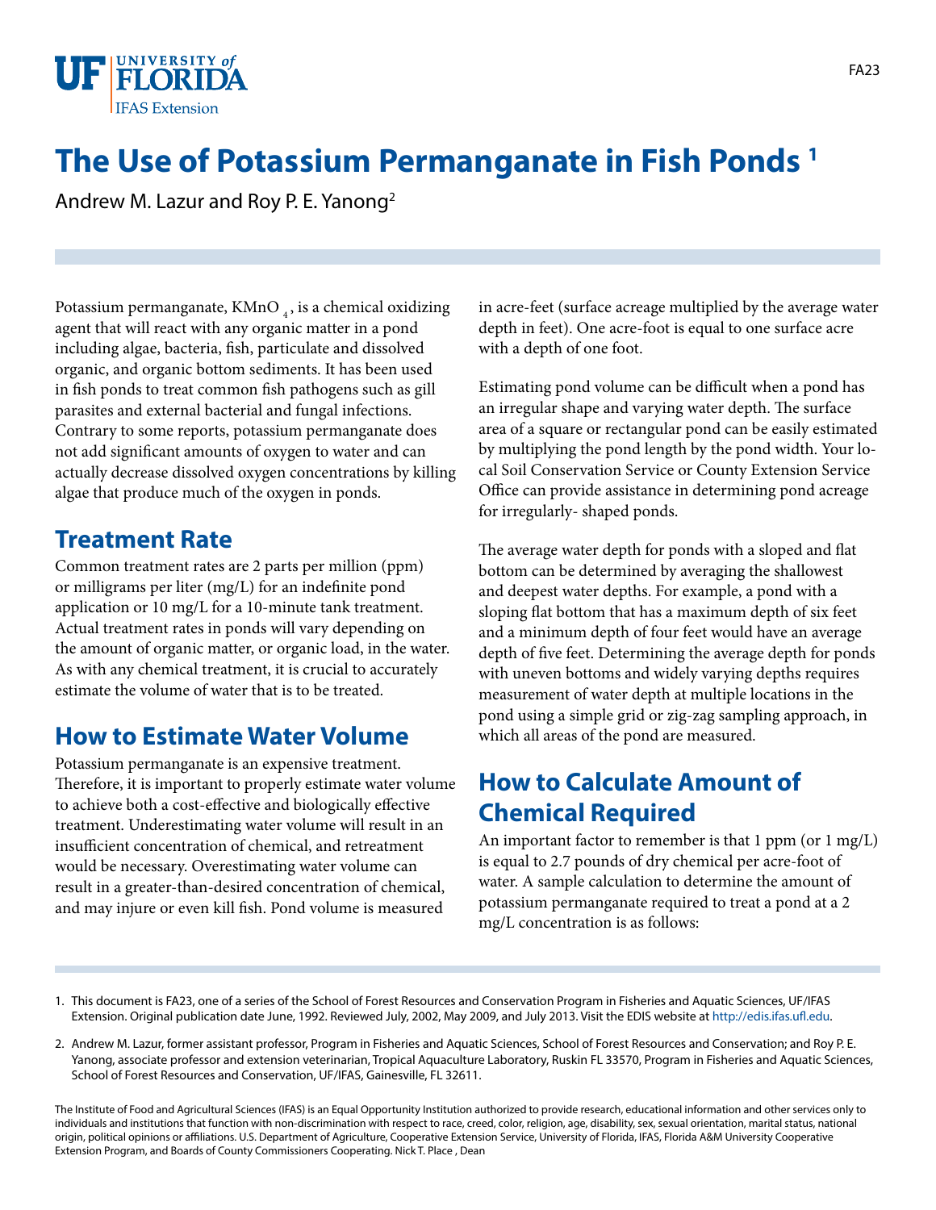# The Use of Potassium Permanganate in Fish Ponds [1]

Andrew M. Lazur and Roy P. E. Yanong[2]

Potassium permanganate, $KMnO_4$, is a chemical oxidizing agent that will react with any organic matter in a pond including algae, bacteria, fish, particulate and dissolved organic, and organic bottom sediments. It has been used in fish ponds to treat common fish pathogens such as gill parasites and external bacterial and fungal infections. Contrary to some reports, potassium permanganate does not add significant amounts of oxygen to water and can actually decrease dissolved oxygen concentrations by killing algae that produce much of the oxygen in ponds.

## Treatment Rate

Common treatment rates are 2 parts per million (ppm) or milligrams per liter (mg/L) for an indefinite pond application or 10 mg/L for a 10-minute tank treatment. Actual treatment rates in ponds will vary depending on the amount of organic matter, or organic load, in the water. As with any chemical treatment, it is crucial to accurately estimate the volume of water that is to be treated.

## How to Estimate Water Volume

Potassium permanganate is an expensive treatment. Therefore, it is important to properly estimate water volume to achieve both a cost-effective and biologically effective treatment. Underestimating water volume will result in an insufficient concentration of chemical, and retreatment would be necessary. Overestimating water volume can result in a greater-than-desired concentration of chemical, and may injure or even kill fish. Pond volume is measured in acre-feet (surface acreage multiplied by the average water depth in feet). One acre-foot is equal to one surface acre with a depth of one foot.

Estimating pond volume can be difficult when a pond has an irregular shape and varying water depth. The surface area of a square or rectangular pond can be easily estimated by multiplying the pond length by the pond width. Your local Soil Conservation Service or County Extension Service Office can provide assistance in determining pond acreage for irregularly- shaped ponds.

The average water depth for ponds with a sloped and flat bottom can be determined by averaging the shallowest and deepest water depths. For example, a pond with a sloping flat bottom that has a maximum depth of six feet and a minimum depth of four feet would have an average depth of five feet. Determining the average depth for ponds with uneven bottoms and widely varying depths requires measurement of water depth at multiple locations in the pond using a simple grid or zig-zag sampling approach, in which all areas of the pond are measured.

## How to Calculate Amount of Chemical Required

An important factor to remember is that 1 ppm (or 1 mg/L) is equal to 2.7 pounds of dry chemical per acre-foot of water. A sample calculation to determine the amount of potassium permanganate required to treat a pond at a 2 mg/L concentration is as follows:

---

1. This document is FA23, one of a series of the School of Forest Resources and Conservation Program in Fisheries and Aquatic Sciences, UF/IFAS Extension. Original publication date June, 1992. Reviewed July, 2002, May 2009, and July 2013. Visit the EDIS website at http://edis.ifas.ufl.edu.

2. Andrew M. Lazur, former assistant professor, Program in Fisheries and Aquatic Sciences, School of Forest Resources and Conservation; and Roy P. E. Yanong, associate professor and extension veterinarian, Tropical Aquaculture Laboratory, Ruskin FL 33570, Program in Fisheries and Aquatic Sciences, School of Forest Resources and Conservation, UF/IFAS, Gainesville, FL 32611.

The Institute of Food and Agricultural Sciences (IFAS) is an Equal Opportunity Institution authorized to provide research, educational information and other services only to individuals and institutions that function with non-discrimination with respect to race, creed, color, religion, age, disability, sex, sexual orientation, marital status, national origin, political opinions or affiliations. U.S. Department of Agriculture, Cooperative Extension Service, University of Florida, IFAS, Florida A&M University Cooperative Extension Program, and Boards of County Commissioners Cooperating. Nick T. Place , Dean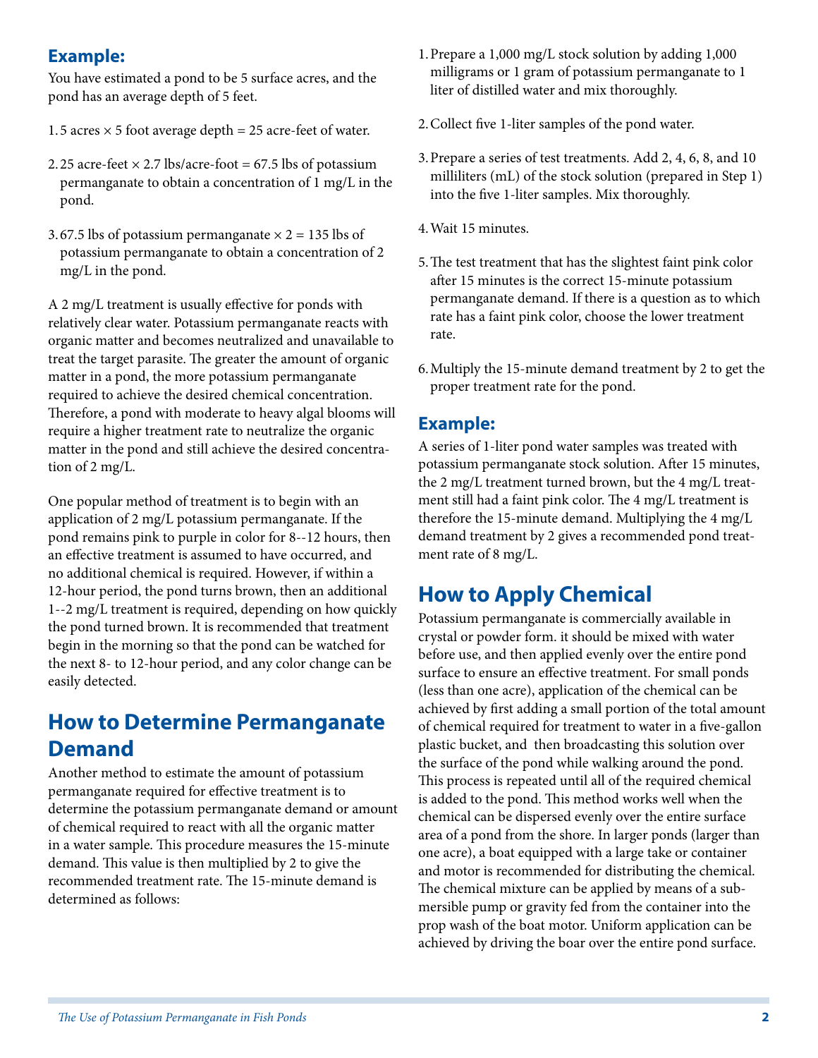### Example:

You have estimated a pond to be 5 surface acres, and the pond has an average depth of 5 feet.

1. 5 acres × 5 foot average depth = 25 acre-feet of water.
2. 25 acre-feet × 2.7 lbs/acre-foot = 67.5 lbs of potassium permanganate to obtain a concentration of 1 mg/L in the pond.
3. 67.5 lbs of potassium permanganate × 2 = 135 lbs of potassium permanganate to obtain a concentration of 2 mg/L in the pond.

A 2 mg/L treatment is usually effective for ponds with relatively clear water. Potassium permanganate reacts with organic matter and becomes neutralized and unavailable to treat the target parasite. The greater the amount of organic matter in a pond, the more potassium permanganate required to achieve the desired chemical concentration. Therefore, a pond with moderate to heavy algal blooms will require a higher treatment rate to neutralize the organic matter in the pond and still achieve the desired concentration of 2 mg/L.

One popular method of treatment is to begin with an application of 2 mg/L potassium permanganate. If the pond remains pink to purple in color for 8--12 hours, then an effective treatment is assumed to have occurred, and no additional chemical is required. However, if within a 12-hour period, the pond turns brown, then an additional 1--2 mg/L treatment is required, depending on how quickly the pond turned brown. It is recommended that treatment begin in the morning so that the pond can be watched for the next 8- to 12-hour period, and any color change can be easily detected.

## How to Determine Permanganate Demand

Another method to estimate the amount of potassium permanganate required for effective treatment is to determine the potassium permanganate demand or amount of chemical required to react with all the organic matter in a water sample. This procedure measures the 15-minute demand. This value is then multiplied by 2 to give the recommended treatment rate. The 15-minute demand is determined as follows:

1. Prepare a 1,000 mg/L stock solution by adding 1,000 milligrams or 1 gram of potassium permanganate to 1 liter of distilled water and mix thoroughly.
2. Collect five 1-liter samples of the pond water.
3. Prepare a series of test treatments. Add 2, 4, 6, 8, and 10 milliliters (mL) of the stock solution (prepared in Step 1) into the five 1-liter samples. Mix thoroughly.
4. Wait 15 minutes.
5. The test treatment that has the slightest faint pink color after 15 minutes is the correct 15-minute potassium permanganate demand. If there is a question as to which rate has a faint pink color, choose the lower treatment rate.
6. Multiply the 15-minute demand treatment by 2 to get the proper treatment rate for the pond.

### Example:

A series of 1-liter pond water samples was treated with potassium permanganate stock solution. After 15 minutes, the 2 mg/L treatment turned brown, but the 4 mg/L treatment still had a faint pink color. The 4 mg/L treatment is therefore the 15-minute demand. Multiplying the 4 mg/L demand treatment by 2 gives a recommended pond treatment rate of 8 mg/L.

## How to Apply Chemical

Potassium permanganate is commercially available in crystal or powder form. it should be mixed with water before use, and then applied evenly over the entire pond surface to ensure an effective treatment. For small ponds (less than one acre), application of the chemical can be achieved by first adding a small portion of the total amount of chemical required for treatment to water in a five-gallon plastic bucket, and then broadcasting this solution over the surface of the pond while walking around the pond. This process is repeated until all of the required chemical is added to the pond. This method works well when the chemical can be dispersed evenly over the entire surface area of a pond from the shore. In larger ponds (larger than one acre), a boat equipped with a large take or container and motor is recommended for distributing the chemical. The chemical mixture can be applied by means of a submersible pump or gravity fed from the container into the prop wash of the boat motor. Uniform application can be achieved by driving the boar over the entire pond surface.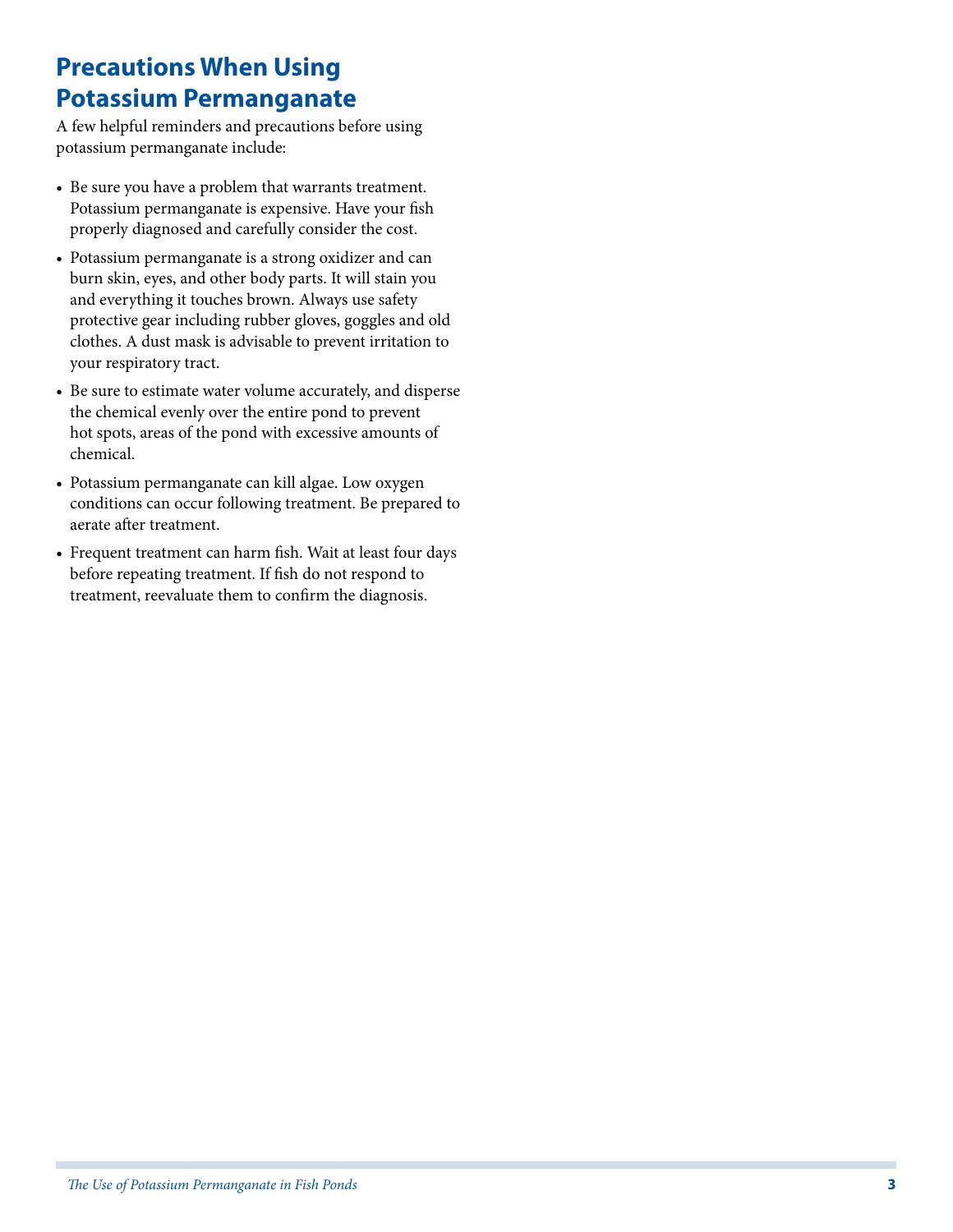## Precautions When Using Potassium Permanganate

A few helpful reminders and precautions before using potassium permanganate include:

- Be sure you have a problem that warrants treatment. Potassium permanganate is expensive. Have your fish properly diagnosed and carefully consider the cost.
- Potassium permanganate is a strong oxidizer and can burn skin, eyes, and other body parts. It will stain you and everything it touches brown. Always use safety protective gear including rubber gloves, goggles and old clothes. A dust mask is advisable to prevent irritation to your respiratory tract.
- Be sure to estimate water volume accurately, and disperse the chemical evenly over the entire pond to prevent hot spots, areas of the pond with excessive amounts of chemical.
- Potassium permanganate can kill algae. Low oxygen conditions can occur following treatment. Be prepared to aerate after treatment.
- Frequent treatment can harm fish. Wait at least four days before repeating treatment. If fish do not respond to treatment, reevaluate them to confirm the diagnosis.